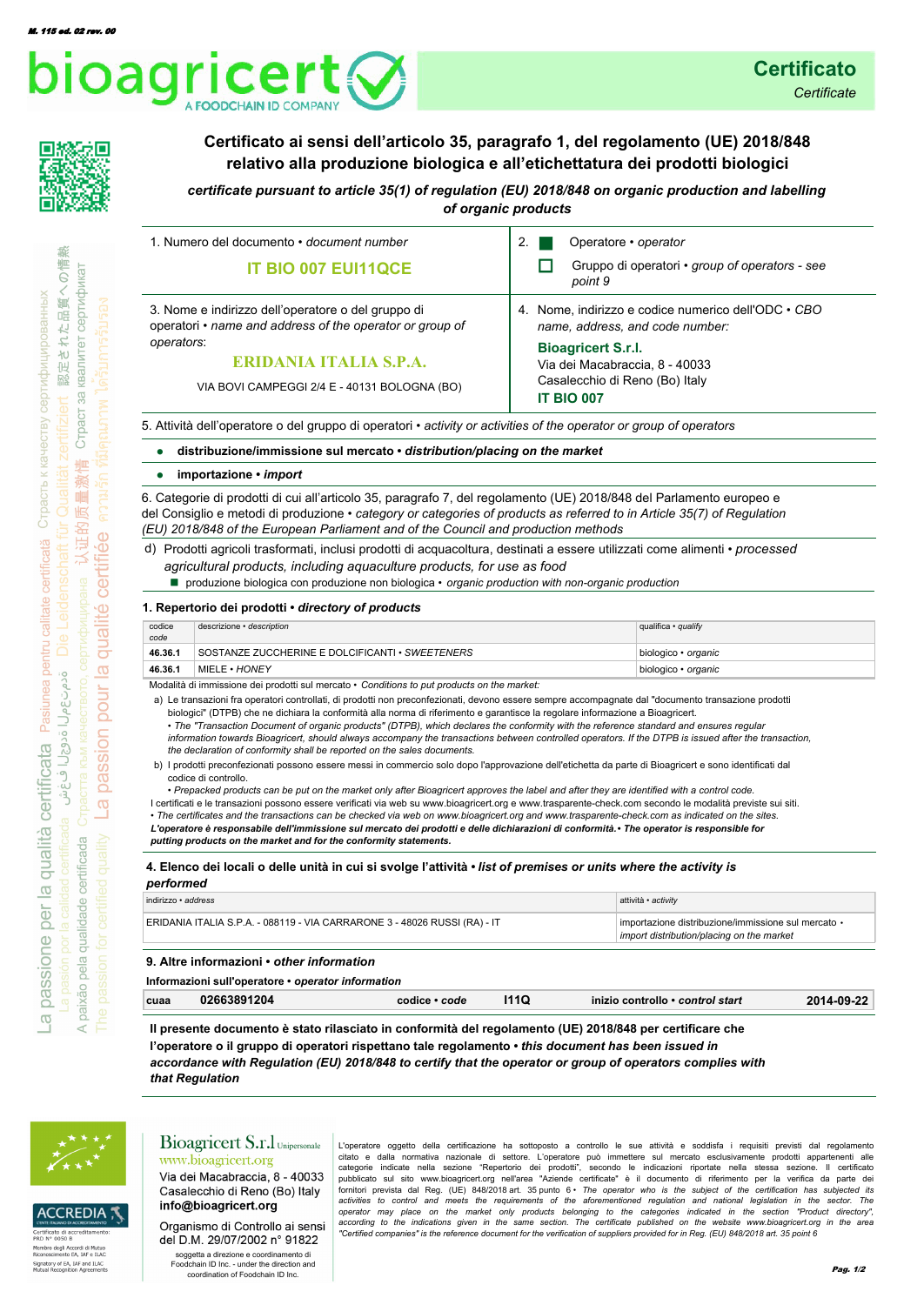M. 115 ed. 02 rev. 00

bioagricert
A FOODCHAIN ID COMPANY

**Certificato**
*Certificate*

## Certificato ai sensi dell'articolo 35, paragrafo 1, del regolamento (UE) 2018/848 relativo alla produzione biologica e all'etichettatura dei prodotti biologici

***certificate pursuant to article 35(1) of regulation (EU) 2018/848 on organic production and labelling of organic products***

| 1. Numero del documento • *document number* | 2. ■ Operatore • *operator* |
|---|---|
| **IT BIO 007 EUI11QCE** | ☐ Gruppo di operatori • *group of operators - see point 9* |

| 3. Nome e indirizzo dell'operatore o del gruppo di operatori • *name and address of the operator or group of operators*: | 4. Nome, indirizzo e codice numerico dell'ODC • *CBO name, address, and code number:* |
|---|---|
| **ERIDANIA ITALIA S.P.A.** | **Bioagricert S.r.l.** |
| VIA BOVI CAMPEGGI 2/4 E - 40131 BOLOGNA (BO) | Via dei Macabraccia, 8 - 40033 Casalecchio di Reno (Bo) Italy |
| | **IT BIO 007** |

5. Attività dell'operatore o del gruppo di operatori • *activity or activities of the operator or group of operators*

- **distribuzione/immissione sul mercato • *distribution/placing on the market***
- **importazione • *import***

6. Categorie di prodotti di cui all'articolo 35, paragrafo 7, del regolamento (UE) 2018/848 del Parlamento europeo e del Consiglio e metodi di produzione • *category or categories of products as referred to in Article 35(7) of Regulation (EU) 2018/848 of the European Parliament and of the Council and production methods*

d) Prodotti agricoli trasformati, inclusi prodotti di acquacoltura, destinati a essere utilizzati come alimenti • *processed agricultural products, including aquaculture products, for use as food*
- ■ produzione biologica con produzione non biologica • *organic production with non-organic production*

### 1. Repertorio dei prodotti • *directory of products*

| codice *code* | descrizione • *description* | qualifica • *qualify* |
|---|---|---|
| **46.36.1** | SOSTANZE ZUCCHERINE E DOLCIFICANTI • *SWEETENERS* | biologico • *organic* |
| **46.36.1** | MIELE • *HONEY* | biologico • *organic* |

Modalità di immissione dei prodotti sul mercato • *Conditions to put products on the market:*

a) Le transazioni fra operatori controllati, di prodotti non preconfezionati, devono essere sempre accompagnate dal "documento transazione prodotti biologici" (DTPB) che ne dichiara la conformità alla norma di riferimento e garantisce la regolare informazione a Bioagricert.
• *The "Transaction Document of organic products" (DTPB), which declares the conformity with the reference standard and ensures regular information towards Bioagricert, should always accompany the transactions between controlled operators. If the DTPB is issued after the transaction, the declaration of conformity shall be reported on the sales documents.*

b) I prodotti preconfezionati possono essere messi in commercio solo dopo l'approvazione dell'etichetta da parte di Bioagricert e sono identificati dal codice di controllo.
• *Prepacked products can be put on the market only after Bioagricert approves the label and after they are identified with a control code.*

I certificati e le transazioni possono essere verificati via web su www.bioagricert.org e www.trasparente-check.com secondo le modalità previste sui siti.
• *The certificates and the transactions can be checked via web on www.bioagricert.org and www.trasparente-check.com as indicated on the sites.*
***L'operatore è responsabile dell'immissione sul mercato dei prodotti e delle dichiarazioni di conformità.• The operator is responsible for putting products on the market and for the conformity statements.***

### 4. Elenco dei locali o delle unità in cui si svolge l'attività • *list of premises or units where the activity is performed*

| indirizzo • *address* | attività • *activity* |
|---|---|
| ERIDANIA ITALIA S.P.A. - 088119 - VIA CARRARONE 3 - 48026 RUSSI (RA) - IT | importazione distribuzione/immissione sul mercato • *import distribution/placing on the market* |

### 9. Altre informazioni • *other information*

**Informazioni sull'operatore • *operator information***

| cuaa | 02663891204 | codice • *code* | I11Q | inizio controllo • *control start* | 2014-09-22 |
|---|---|---|---|---|---|

**Il presente documento è stato rilasciato in conformità del regolamento (UE) 2018/848 per certificare che l'operatore o il gruppo di operatori rispettano tale regolamento • *this document has been issued in accordance with Regulation (EU) 2018/848 to certify that the operator or group of operators complies with that Regulation***

ACCREDIA
Certificato di accreditamento: PRD N° 0050 B
Membro degli Accordi di Mutuo Riconoscimento EA, IAF e ILAC
Signatory of EA, IAF and ILAC Mutual Recognition Agreements

Bioagricert S.r.l. Unipersonale
www.bioagricert.org
Via dei Macabraccia, 8 - 40033 Casalecchio di Reno (Bo) Italy
**info@bioagricert.org**

Organismo di Controllo ai sensi del D.M. 29/07/2002 n° 91822
soggetta a direzione e coordinamento di Foodchain ID Inc. - under the direction and coordination of Foodchain ID Inc.

L'operatore oggetto della certificazione ha sottoposto a controllo le sue attività e soddisfa i requisiti previsti dal regolamento citato e dalla normativa nazionale di settore. L'operatore può immettere sul mercato esclusivamente prodotti appartenenti alle categorie indicate nella sezione "Repertorio dei prodotti", secondo le indicazioni riportate nella stessa sezione. Il certificato pubblicato sul sito www.bioagricert.org nell'area "Aziende certificate" è il documento di riferimento per la verifica da parte dei fornitori prevista dal Reg. (UE) 848/2018 art. 35 punto 6 • *The operator who is the subject of the certification has subjected its activities to control and meets the requirements of the aforementioned regulation and national legislation in the sector. The operator may place on the market only products belonging to the categories indicated in the section "Product directory", according to the indications given in the same section. The certificate published on the website www.bioagricert.org in the area "Certified companies" is the reference document for the verification of suppliers provided for in Reg. (EU) 848/2018 art. 35 point 6*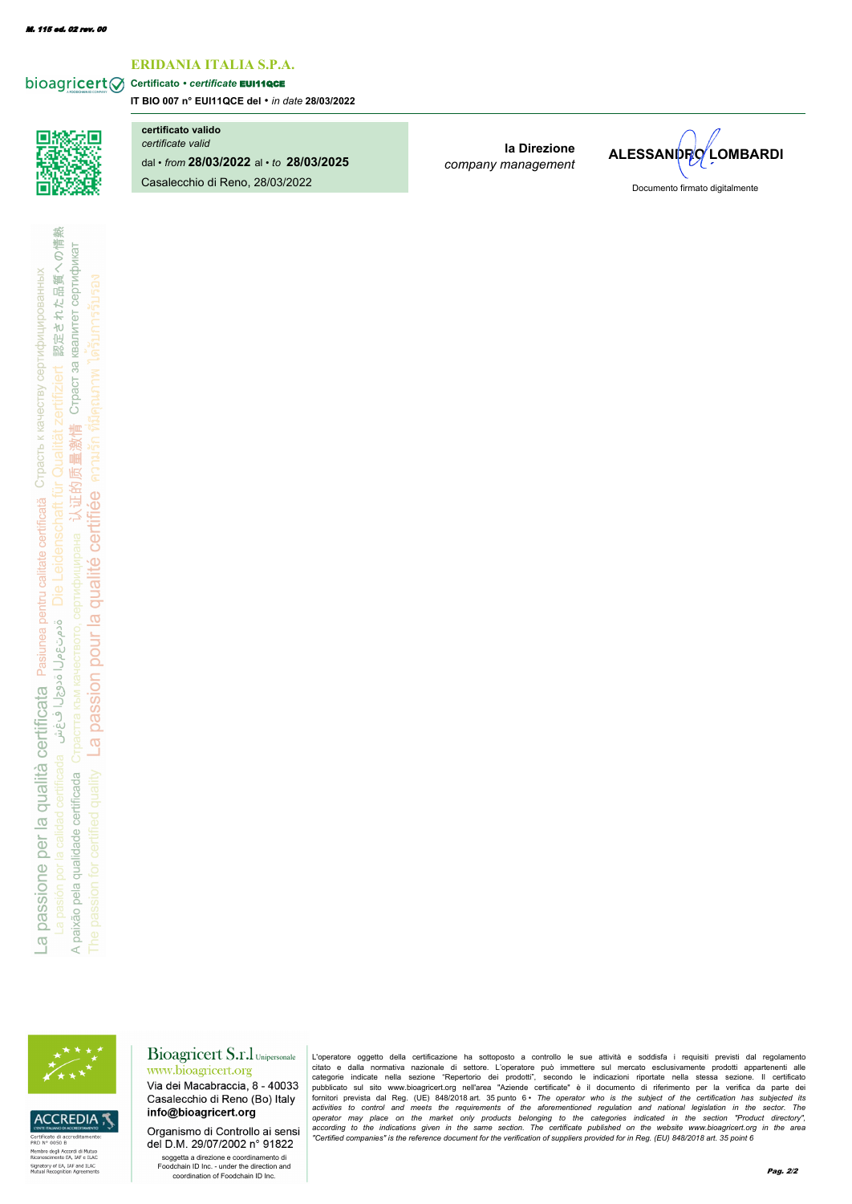M. 115 ed. 02 rev. 00

## ERIDANIA ITALIA S.P.A.

bioagricert

**Certificato** • ***certificate*** **EUI11QCE**

**IT BIO 007 n° EUI11QCE del** • *in date* **28/03/2022**

**certificato valido**
*certificate valid*
dal • *from* **28/03/2022** al • *to* **28/03/2025**
Casalecchio di Reno, 28/03/2022

**la Direzione**
*company management*

**ALESSANDRO LOMBARDI**

Documento firmato digitalmente

La passione per la qualità certificata · La pasión por la calidad certificada · A paixão pela qualidade certificada · The passion for certified quality · Pasiunea pentru calitate certificată · Die Leidenschaft für Qualität zertifiziert · Страсть к качеству сертифицированных · 認定された品質への情熱 · La passion pour la qualité certifiée · 认证的质量激情 · Страст за квалитет сертификат · Страстта към качеството сертифицирана

ACCREDIA
Certificato di accreditamento: PRD N° 009D B
Membro degli Accordi di Mutuo Riconoscimento EA, IAF e ILAC
Signatory of EA, IAF and ILAC Mutual Recognition Agreements

**Bioagricert S.r.l** Unipersonale
www.bioagricert.org
Via dei Macabraccia, 8 - 40033 Casalecchio di Reno (Bo) Italy
**info@bioagricert.org**

Organismo di Controllo ai sensi del D.M. 29/07/2002 n° 91822
soggetta a direzione e coordinamento di Foodchain ID Inc. - under the direction and coordination of Foodchain ID Inc.

L'operatore oggetto della certificazione ha sottoposto a controllo le sue attività e soddisfa i requisiti previsti dal regolamento citato e dalla normativa nazionale di settore. L'operatore può immettere sul mercato esclusivamente prodotti appartenenti alle categorie indicate nella sezione "Repertorio dei prodotti", secondo le indicazioni riportate nella stessa sezione. Il certificato pubblicato sul sito www.bioagricert.org nell'area "Aziende certificate" è il documento di riferimento per la verifica da parte dei fornitori prevista dal Reg. (UE) 848/2018 art. 35 punto 6 • *The operator who is the subject of the certification has subjected its activities to control and meets the requirements of the aforementioned regulation and national legislation in the sector. The operator may place on the market only products belonging to the categories indicated in the section "Product directory", according to the indications given in the same section. The certificate published on the website www.bioagricert.org in the area "Certified companies" is the reference document for the verification of suppliers provided for in Reg. (EU) 848/2018 art. 35 point 6*